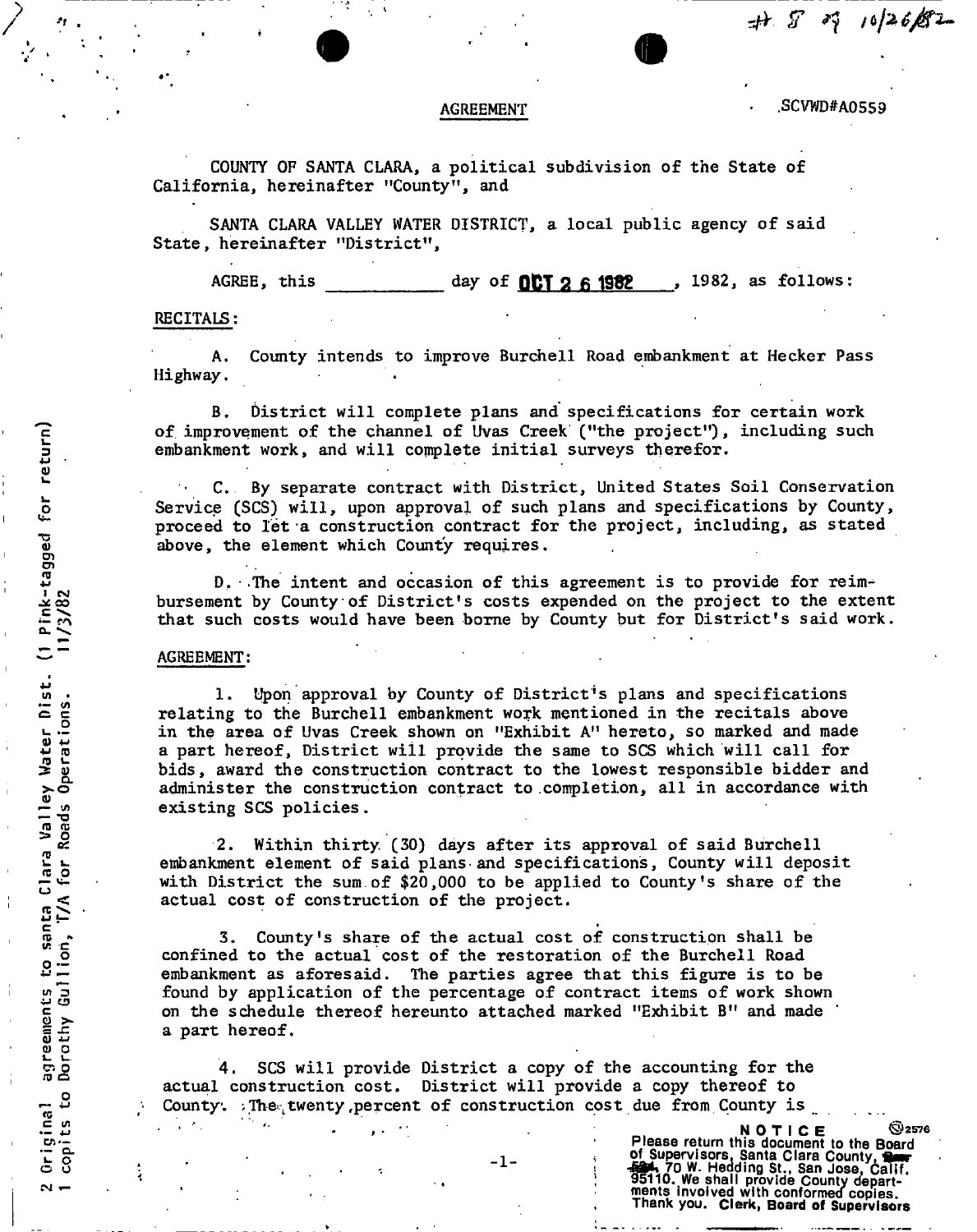# 8 of 10/26/82

SCVWD#A0559

## AGREEMENT

COUNTY OF SANTA CLARA, a political subdivision of the State of California, hereinafter "County", and

SANTA CLARA VALLEY WATER DISTRICT, a local public agency of said State, hereinafter "District",

AGREE, this \_\_\_\_\_\_\_\_\_\_\_ day of **OCT 2 6 1982**, 1982, as follows:

RECITALS:

A. County intends to improve Burchell Road embankment at Hecker Pass Highway.

B. District will complete plans and specifications for certain work of improvement of the channel of Uvas Creek ("the project"), including such embankment work, and will complete initial surveys therefor.

C. By separate contract with District, United States Soil Conservation Service (SCS) will, upon approval of such plans and specifications by County, proceed to let a construction contract for the project, including, as stated above, the element which County requires.

D. The intent and occasion of this agreement is to provide for reimbursement by County of District's costs expended on the project to the extent that such costs would have been borne by County but for District's said work.

AGREEMENT:

1. Upon approval by County of District's plans and specifications relating to the Burchell embankment work mentioned in the recitals above in the area of Uvas Creek shown on "Exhibit A" hereto, so marked and made a part hereof, District will provide the same to SCS which will call for bids, award the construction contract to the lowest responsible bidder and administer the construction contract to completion, all in accordance with existing SCS policies.

2. Within thirty (30) days after its approval of said Burchell embankment element of said plans and specifications, County will deposit with District the sum of $20,000 to be applied to County's share of the actual cost of construction of the project.

3. County's share of the actual cost of construction shall be confined to the actual cost of the restoration of the Burchell Road embankment as aforesaid. The parties agree that this figure is to be found by application of the percentage of contract items of work shown on the schedule thereof hereunto attached marked "Exhibit B" and made a part hereof.

4. SCS will provide District a copy of the accounting for the actual construction cost. District will provide a copy thereof to County. The twenty percent of construction cost due from County is

2 Original agreements to Santa Clara Valley Water Dist. (1 Pink-tagged for return)
1 copy to Dorothy Gullion, T/A for Roads Operations. 11/3/82

NOTICE
Please return this document to the Board of Supervisors, Santa Clara County, 70 W. Hedding St., San Jose, Calif. 95110. We shall provide County departments involved with conformed copies. Thank you. Clerk, Board of Supervisors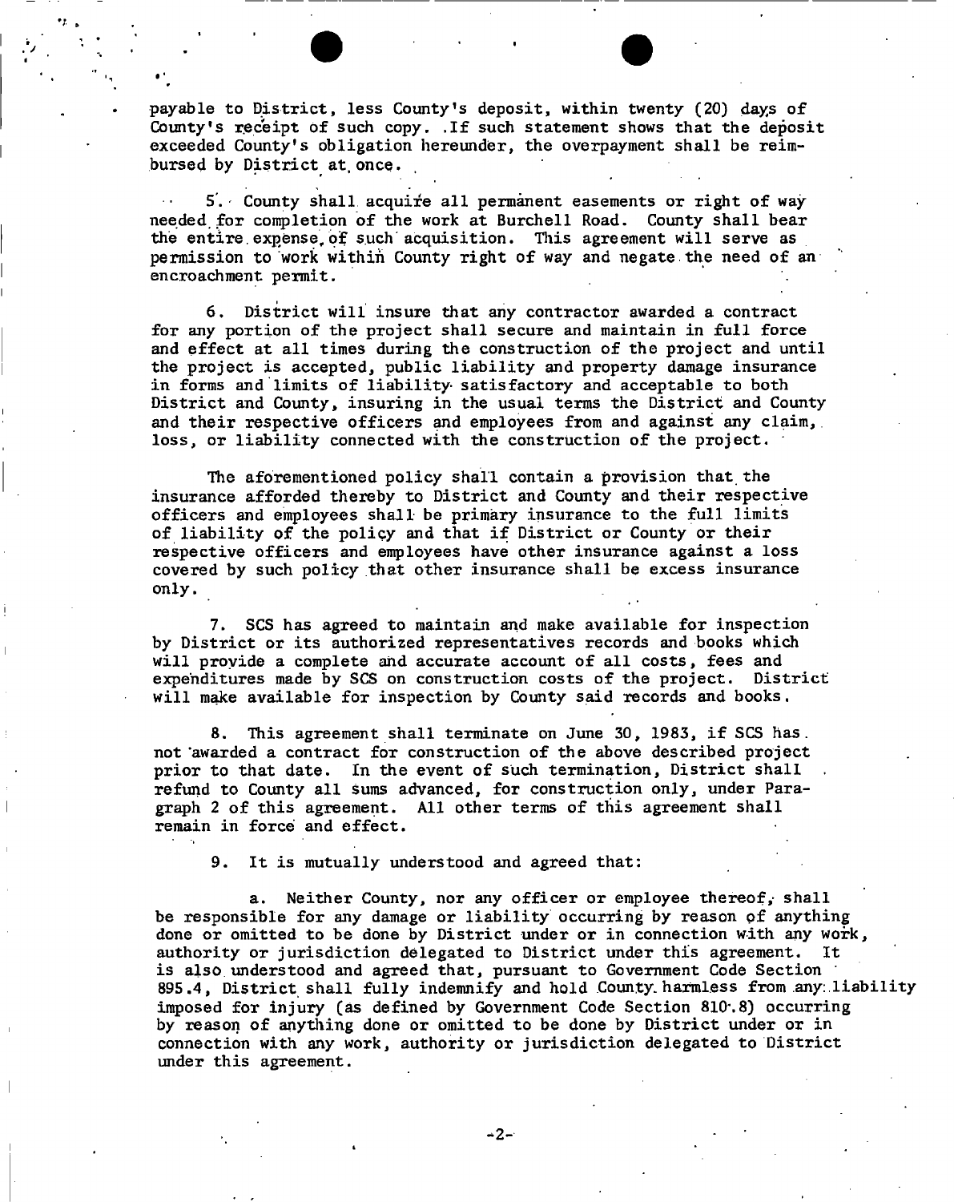payable to District, less County's deposit, within twenty (20) days of County's receipt of such copy. If such statement shows that the deposit exceeded County's obligation hereunder, the overpayment shall be reimbursed by District at once.

5. County shall acquire all permanent easements or right of way needed for completion of the work at Burchell Road. County shall bear the entire expense of such acquisition. This agreement will serve as permission to work within County right of way and negate the need of an encroachment permit.

6. District will insure that any contractor awarded a contract for any portion of the project shall secure and maintain in full force and effect at all times during the construction of the project and until the project is accepted, public liability and property damage insurance in forms and limits of liability satisfactory and acceptable to both District and County, insuring in the usual terms the District and County and their respective officers and employees from and against any claim, loss, or liability connected with the construction of the project.

The aforementioned policy shall contain a provision that the insurance afforded thereby to District and County and their respective officers and employees shall be primary insurance to the full limits of liability of the policy and that if District or County or their respective officers and employees have other insurance against a loss covered by such policy that other insurance shall be excess insurance only.

7. SCS has agreed to maintain and make available for inspection by District or its authorized representatives records and books which will provide a complete and accurate account of all costs, fees and expenditures made by SCS on construction costs of the project. District will make available for inspection by County said records and books.

8. This agreement shall terminate on June 30, 1983, if SCS has not awarded a contract for construction of the above described project prior to that date. In the event of such termination, District shall refund to County all sums advanced, for construction only, under Paragraph 2 of this agreement. All other terms of this agreement shall remain in force and effect.

9. It is mutually understood and agreed that:

a. Neither County, nor any officer or employee thereof, shall be responsible for any damage or liability occurring by reason of anything done or omitted to be done by District under or in connection with any work, authority or jurisdiction delegated to District under this agreement. It is also understood and agreed that, pursuant to Government Code Section 895.4, District shall fully indemnify and hold County harmless from any liability imposed for injury (as defined by Government Code Section 810.8) occurring by reason of anything done or omitted to be done by District under or in connection with any work, authority or jurisdiction delegated to District under this agreement.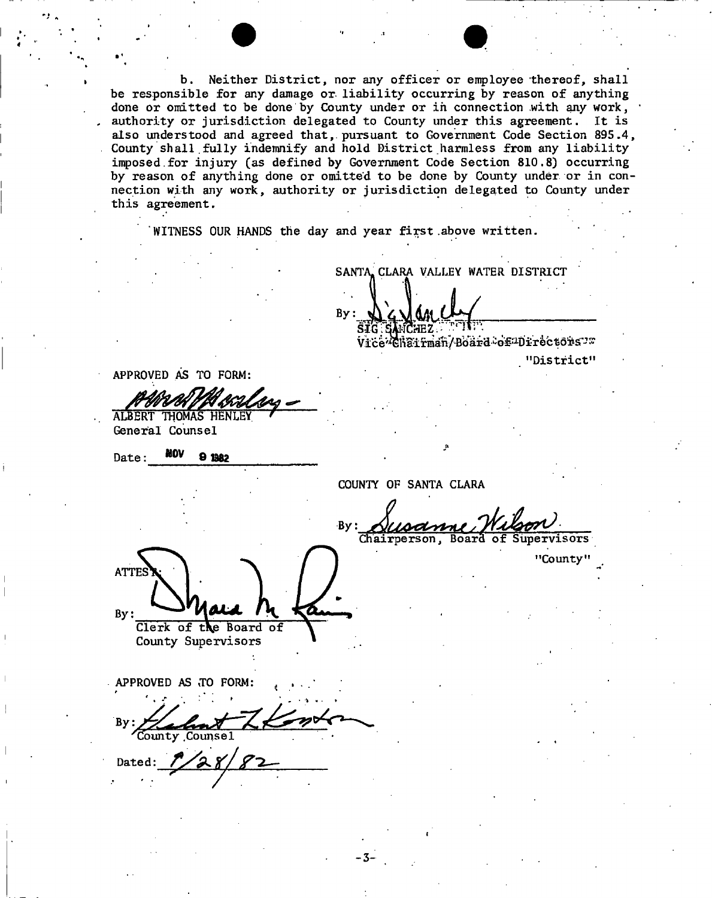b. Neither District, nor any officer or employee thereof, shall be responsible for any damage or liability occurring by reason of anything done or omitted to be done by County under or in connection with any work, authority or jurisdiction delegated to County under this agreement. It is also understood and agreed that, pursuant to Government Code Section 895.4, County shall fully indemnify and hold District harmless from any liability imposed for injury (as defined by Government Code Section 810.8) occurring by reason of anything done or omitted to be done by County under or in connection with any work, authority or jurisdiction delegated to County under this agreement.

WITNESS OUR HANDS the day and year first above written.

SANTA CLARA VALLEY WATER DISTRICT

By: ______________________
SIG SANCHEZ
Vice Chairman/Board of Directors
"District"

APPROVED AS TO FORM:

______________________
ALBERT THOMAS HENLEY
General Counsel

Date: NOV 9 1982

COUNTY OF SANTA CLARA

By: Susanne Wilson
Chairperson, Board of Supervisors
"County"

ATTEST:

By: ______________________
Clerk of the Board of County Supervisors

APPROVED AS TO FORM:

By: ______________________
County Counsel

Dated: 9/28/82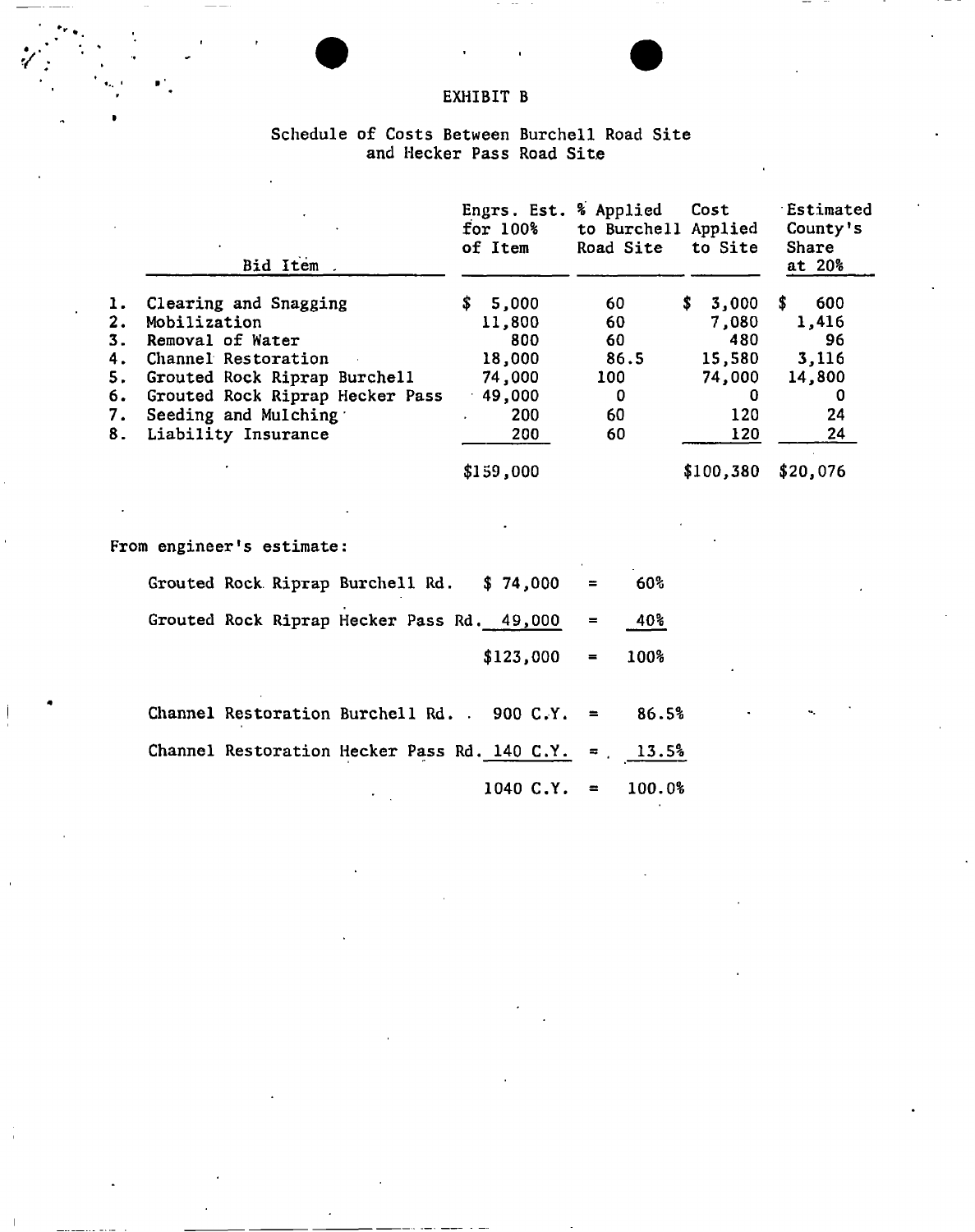# EXHIBIT B

## Schedule of Costs Between Burchell Road Site and Hecker Pass Road Site

| | Bid Item | Engrs. Est. for 100% of Item | % Applied to Burchell Road Site | Cost Applied to Site | Estimated County's Share at 20% |
|---|---|---|---|---|---|
| 1. | Clearing and Snagging | $ 5,000 | 60 | $ 3,000 | $ 600 |
| 2. | Mobilization | 11,800 | 60 | 7,080 | 1,416 |
| 3. | Removal of Water | 800 | 60 | 480 | 96 |
| 4. | Channel Restoration | 18,000 | 86.5 | 15,580 | 3,116 |
| 5. | Grouted Rock Riprap Burchell | 74,000 | 100 | 74,000 | 14,800 |
| 6. | Grouted Rock Riprap Hecker Pass | 49,000 | 0 | 0 | 0 |
| 7. | Seeding and Mulching | 200 | 60 | 120 | 24 |
| 8. | Liability Insurance | 200 | 60 | 120 | 24 |
| | | $159,000 | | $100,380 | $20,076 |

From engineer's estimate:

| | | | |
|---|---|---|---|
| Grouted Rock Riprap Burchell Rd. | $ 74,000 | = | 60% |
| Grouted Rock Riprap Hecker Pass Rd. | 49,000 | = | 40% |
| | $123,000 | = | 100% |

| | | | |
|---|---|---|---|
| Channel Restoration Burchell Rd. | 900 C.Y. | = | 86.5% |
| Channel Restoration Hecker Pass Rd. | 140 C.Y. | = | 13.5% |
| | 1040 C.Y. | = | 100.0% |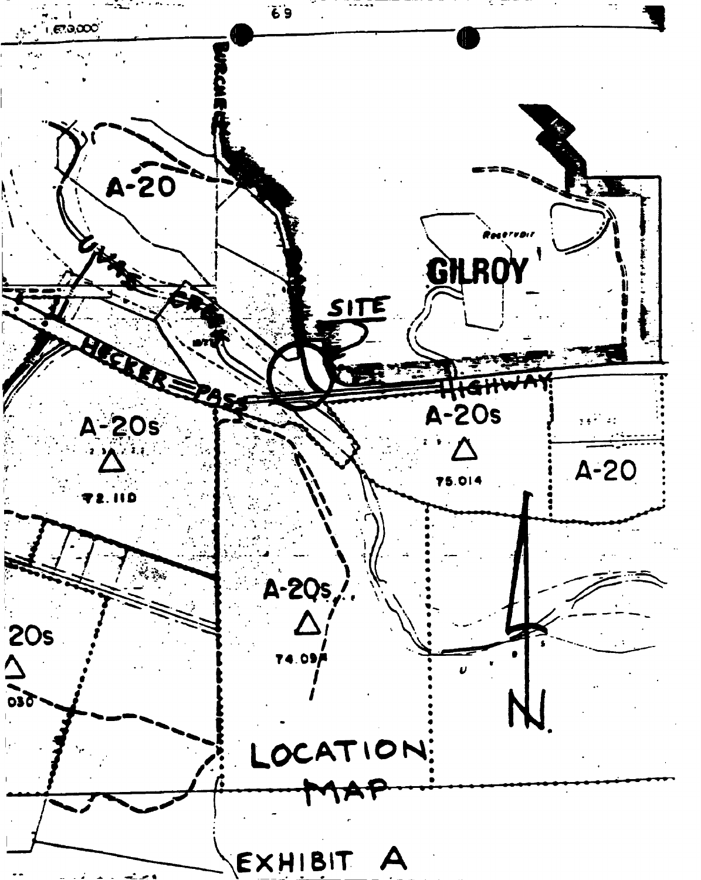LOCATION MAP

EXHIBIT A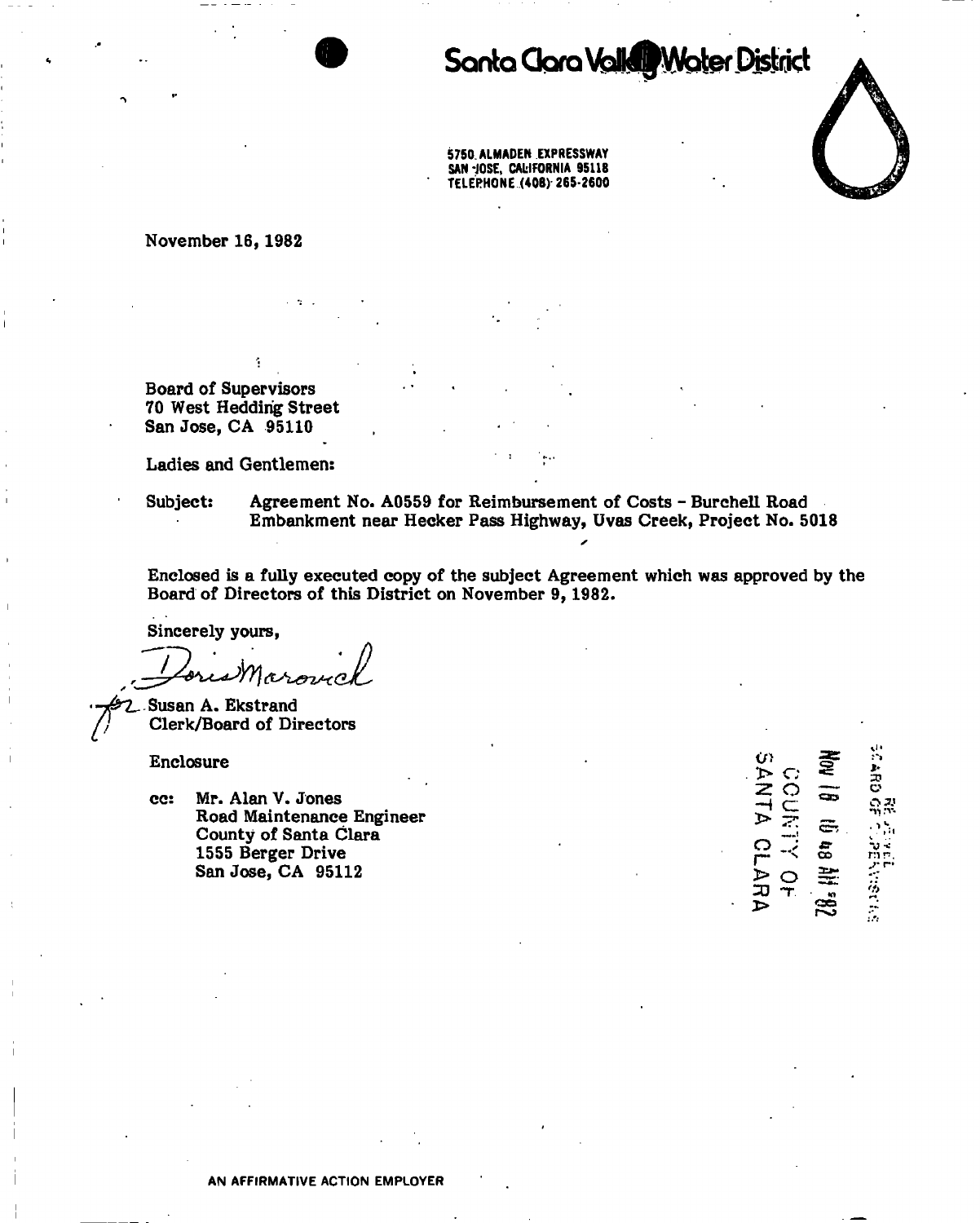# Santa Clara Valley Water District

5750 ALMADEN EXPRESSWAY
SAN JOSE, CALIFORNIA 95118
TELEPHONE (408) 265-2600

November 16, 1982

Board of Supervisors
70 West Hedding Street
San Jose, CA 95110

Ladies and Gentlemen:

Subject: Agreement No. A0559 for Reimbursement of Costs - Burchell Road Embankment near Hecker Pass Highway, Uvas Creek, Project No. 5018

Enclosed is a fully executed copy of the subject Agreement which was approved by the Board of Directors of this District on November 9, 1982.

Sincerely yours,

Doris Marovich

for Susan A. Ekstrand
Clerk/Board of Directors

Enclosure

cc: Mr. Alan V. Jones
Road Maintenance Engineer
County of Santa Clara
1555 Berger Drive
San Jose, CA 95112

RECEIVED
BOARD OF SUPERVISORS
NOV 18 10 48 AM '82
COUNTY OF
SANTA CLARA

AN AFFIRMATIVE ACTION EMPLOYER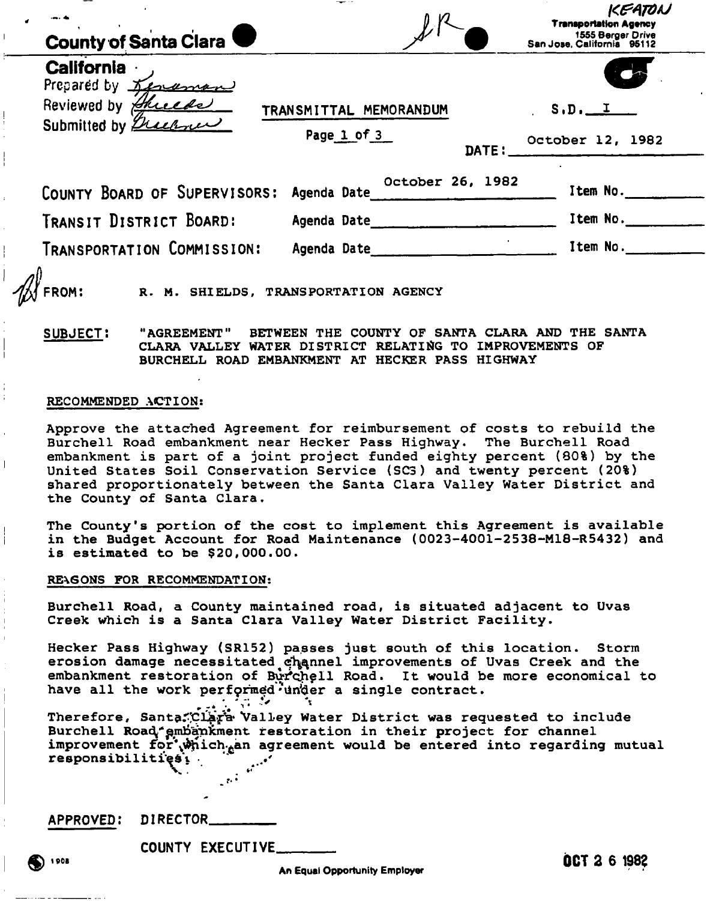KEATON

**County of Santa Clara**

Transportation Agency
1555 Berger Drive
San Jose, California 95112

**California**

Prepared by Kenaman
Reviewed by Shields
Submitted by Buchner

TRANSMITTAL MEMORANDUM

Page 1 of 3

S.D. I

DATE: October 12, 1982

| | | |
|---|---|---|
| COUNTY BOARD OF SUPERVISORS: | Agenda Date October 26, 1982 | Item No. |
| TRANSIT DISTRICT BOARD: | Agenda Date | Item No. |
| TRANSPORTATION COMMISSION: | Agenda Date | Item No. |

FROM: R. M. SHIELDS, TRANSPORTATION AGENCY

SUBJECT: "AGREEMENT" BETWEEN THE COUNTY OF SANTA CLARA AND THE SANTA CLARA VALLEY WATER DISTRICT RELATING TO IMPROVEMENTS OF BURCHELL ROAD EMBANKMENT AT HECKER PASS HIGHWAY

RECOMMENDED ACTION:

Approve the attached Agreement for reimbursement of costs to rebuild the Burchell Road embankment near Hecker Pass Highway. The Burchell Road embankment is part of a joint project funded eighty percent (80%) by the United States Soil Conservation Service (SCS) and twenty percent (20%) shared proportionately between the Santa Clara Valley Water District and the County of Santa Clara.

The County's portion of the cost to implement this Agreement is available in the Budget Account for Road Maintenance (0023-4001-2538-M18-R5432) and is estimated to be $20,000.00.

REASONS FOR RECOMMENDATION:

Burchell Road, a County maintained road, is situated adjacent to Uvas Creek which is a Santa Clara Valley Water District Facility.

Hecker Pass Highway (SR152) passes just south of this location. Storm erosion damage necessitated channel improvements of Uvas Creek and the embankment restoration of Burchell Road. It would be more economical to have all the work performed under a single contract.

Therefore, Santa Clara Valley Water District was requested to include Burchell Road embankment restoration in their project for channel improvement for which an agreement would be entered into regarding mutual responsibilities.

APPROVED: DIRECTOR________

COUNTY EXECUTIVE________

An Equal Opportunity Employer

OCT 26 1982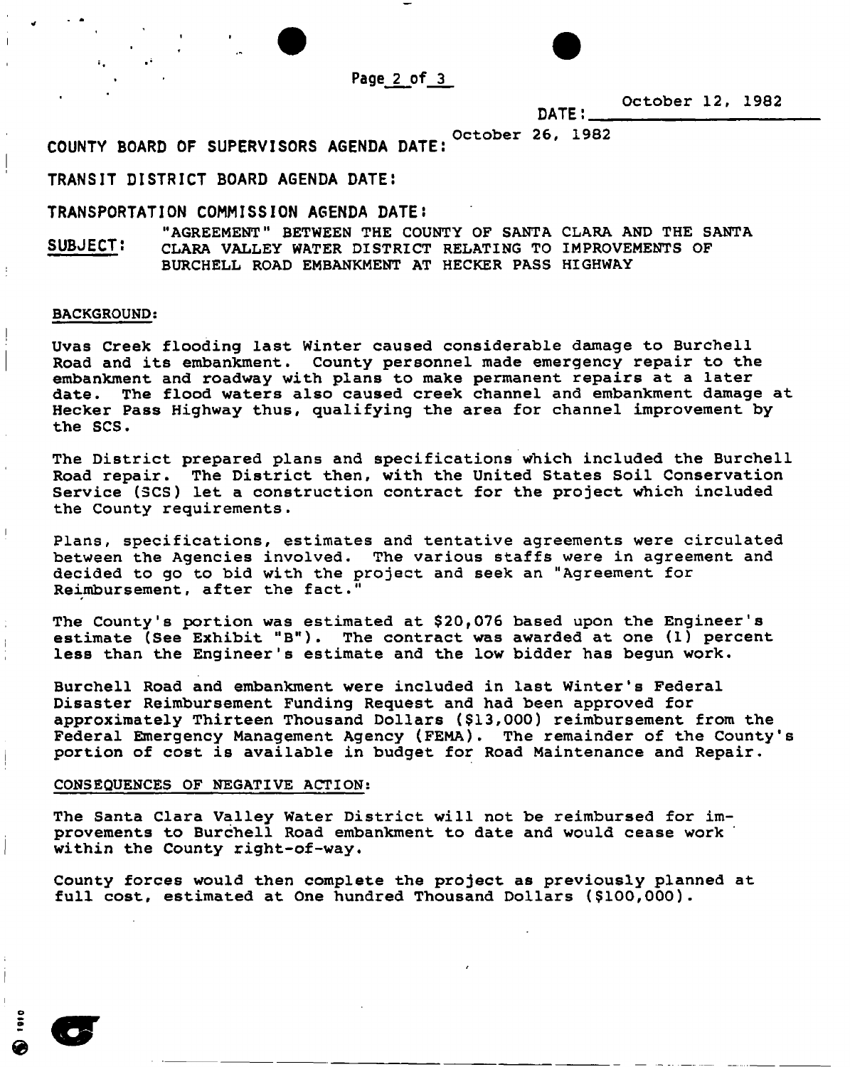DATE: October 12, 1982

COUNTY BOARD OF SUPERVISORS AGENDA DATE: October 26, 1982

TRANSIT DISTRICT BOARD AGENDA DATE:

TRANSPORTATION COMMISSION AGENDA DATE:

SUBJECT: "AGREEMENT" BETWEEN THE COUNTY OF SANTA CLARA AND THE SANTA CLARA VALLEY WATER DISTRICT RELATING TO IMPROVEMENTS OF BURCHELL ROAD EMBANKMENT AT HECKER PASS HIGHWAY

BACKGROUND:

Uvas Creek flooding last Winter caused considerable damage to Burchell Road and its embankment. County personnel made emergency repair to the embankment and roadway with plans to make permanent repairs at a later date. The flood waters also caused creek channel and embankment damage at Hecker Pass Highway thus, qualifying the area for channel improvement by the SCS.

The District prepared plans and specifications which included the Burchell Road repair. The District then, with the United States Soil Conservation Service (SCS) let a construction contract for the project which included the County requirements.

Plans, specifications, estimates and tentative agreements were circulated between the Agencies involved. The various staffs were in agreement and decided to go to bid with the project and seek an "Agreement for Reimbursement, after the fact."

The County's portion was estimated at $20,076 based upon the Engineer's estimate (See Exhibit "B"). The contract was awarded at one (1) percent less than the Engineer's estimate and the low bidder has begun work.

Burchell Road and embankment were included in last Winter's Federal Disaster Reimbursement Funding Request and had been approved for approximately Thirteen Thousand Dollars ($13,000) reimbursement from the Federal Emergency Management Agency (FEMA). The remainder of the County's portion of cost is available in budget for Road Maintenance and Repair.

CONSEQUENCES OF NEGATIVE ACTION:

The Santa Clara Valley Water District will not be reimbursed for improvements to Burchell Road embankment to date and would cease work within the County right-of-way.

County forces would then complete the project as previously planned at full cost, estimated at One hundred Thousand Dollars ($100,000).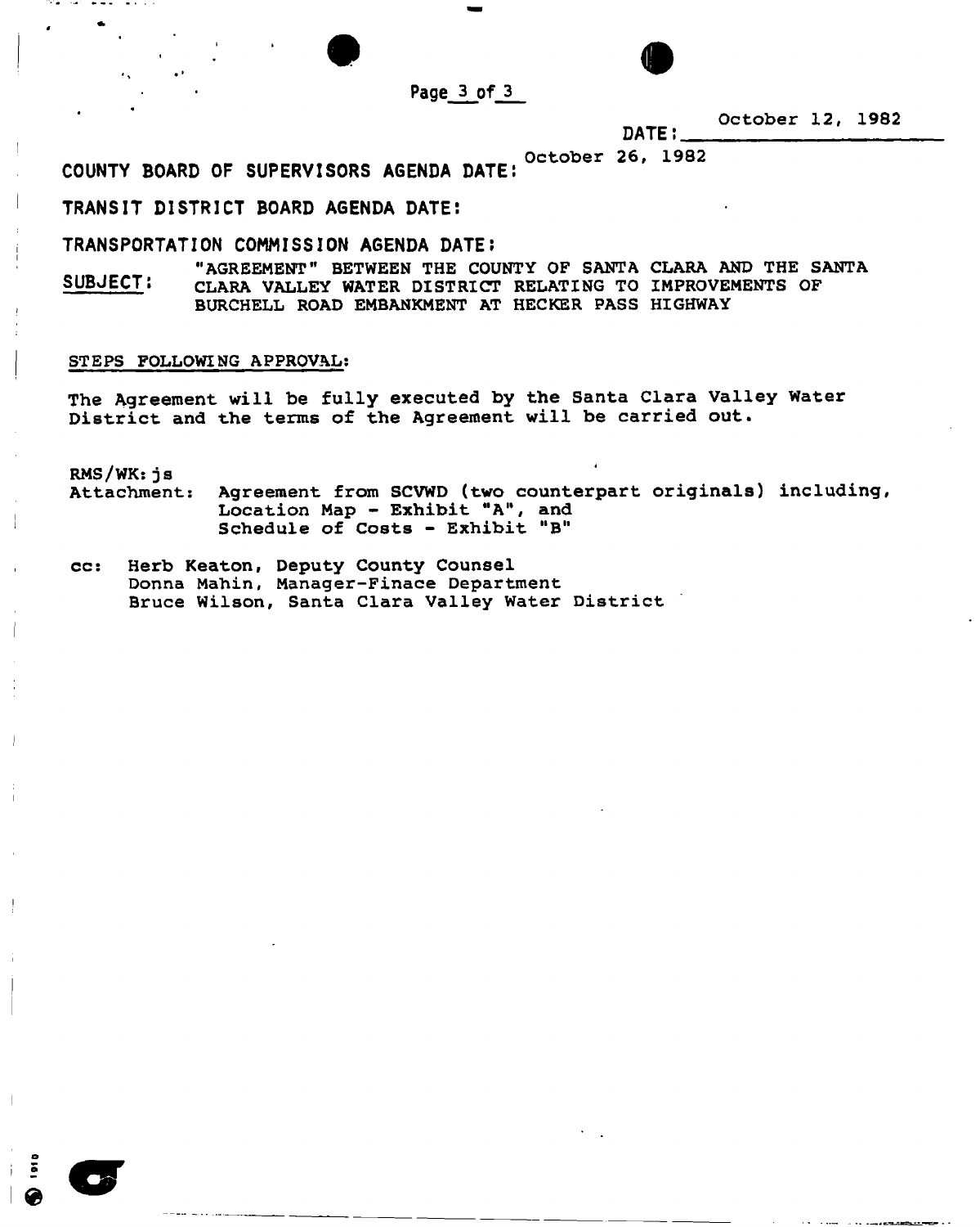DATE: October 12, 1982

COUNTY BOARD OF SUPERVISORS AGENDA DATE: October 26, 1982

TRANSIT DISTRICT BOARD AGENDA DATE:

TRANSPORTATION COMMISSION AGENDA DATE:

SUBJECT: "AGREEMENT" BETWEEN THE COUNTY OF SANTA CLARA AND THE SANTA CLARA VALLEY WATER DISTRICT RELATING TO IMPROVEMENTS OF BURCHELL ROAD EMBANKMENT AT HECKER PASS HIGHWAY

STEPS FOLLOWING APPROVAL:

The Agreement will be fully executed by the Santa Clara Valley Water District and the terms of the Agreement will be carried out.

RMS/WK:js

Attachment: Agreement from SCVWD (two counterpart originals) including, Location Map - Exhibit "A", and Schedule of Costs - Exhibit "B"

cc: Herb Keaton, Deputy County Counsel
Donna Mahin, Manager-Finace Department
Bruce Wilson, Santa Clara Valley Water District